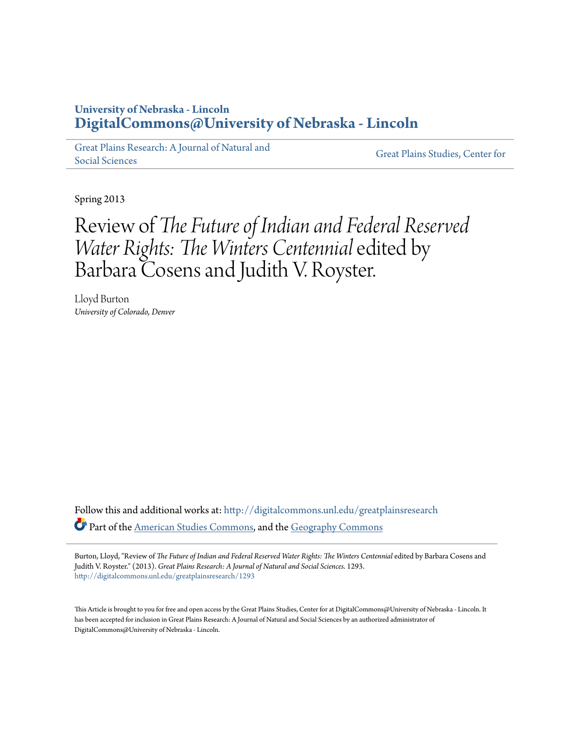University of Nebraska - Lincoln
**DigitalCommons@University of Nebraska - Lincoln**

Great Plains Research: A Journal of Natural and Social Sciences | Great Plains Studies, Center for

Spring 2013

# Review of *The Future of Indian and Federal Reserved Water Rights: The Winters Centennial* edited by Barbara Cosens and Judith V. Royster.

Lloyd Burton
*University of Colorado, Denver*

Follow this and additional works at: http://digitalcommons.unl.edu/greatplainsresearch

Part of the American Studies Commons, and the Geography Commons

Burton, Lloyd, "Review of *The Future of Indian and Federal Reserved Water Rights: The Winters Centennial* edited by Barbara Cosens and Judith V. Royster." (2013). *Great Plains Research: A Journal of Natural and Social Sciences*. 1293.
http://digitalcommons.unl.edu/greatplainsresearch/1293

This Article is brought to you for free and open access by the Great Plains Studies, Center for at DigitalCommons@University of Nebraska - Lincoln. It has been accepted for inclusion in Great Plains Research: A Journal of Natural and Social Sciences by an authorized administrator of DigitalCommons@University of Nebraska - Lincoln.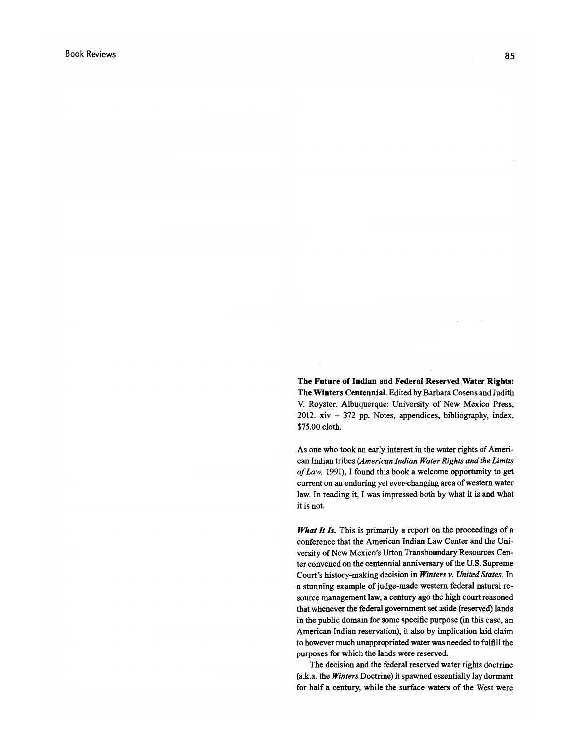**The Future of Indian and Federal Reserved Water Rights: The Winters Centennial.** Edited by Barbara Cosens and Judith V. Royster. Albuquerque: University of New Mexico Press, 2012. xiv + 372 pp. Notes, appendices, bibliography, index. $75.00 cloth.

As one who took an early interest in the water rights of American Indian tribes (*American Indian Water Rights and the Limits of Law*, 1991), I found this book a welcome opportunity to get current on an enduring yet ever-changing area of western water law. In reading it, I was impressed both by what it is and what it is not.

***What It Is.*** This is primarily a report on the proceedings of a conference that the American Indian Law Center and the University of New Mexico's Utton Transboundary Resources Center convened on the centennial anniversary of the U.S. Supreme Court's history-making decision in ***Winters v. United States***. In a stunning example of judge-made western federal natural resource management law, a century ago the high court reasoned that whenever the federal government set aside (reserved) lands in the public domain for some specific purpose (in this case, an American Indian reservation), it also by implication laid claim to however much unappropriated water was needed to fulfill the purposes for which the lands were reserved.

The decision and the federal reserved water rights doctrine (a.k.a. the ***Winters*** Doctrine) it spawned essentially lay dormant for half a century, while the surface waters of the West were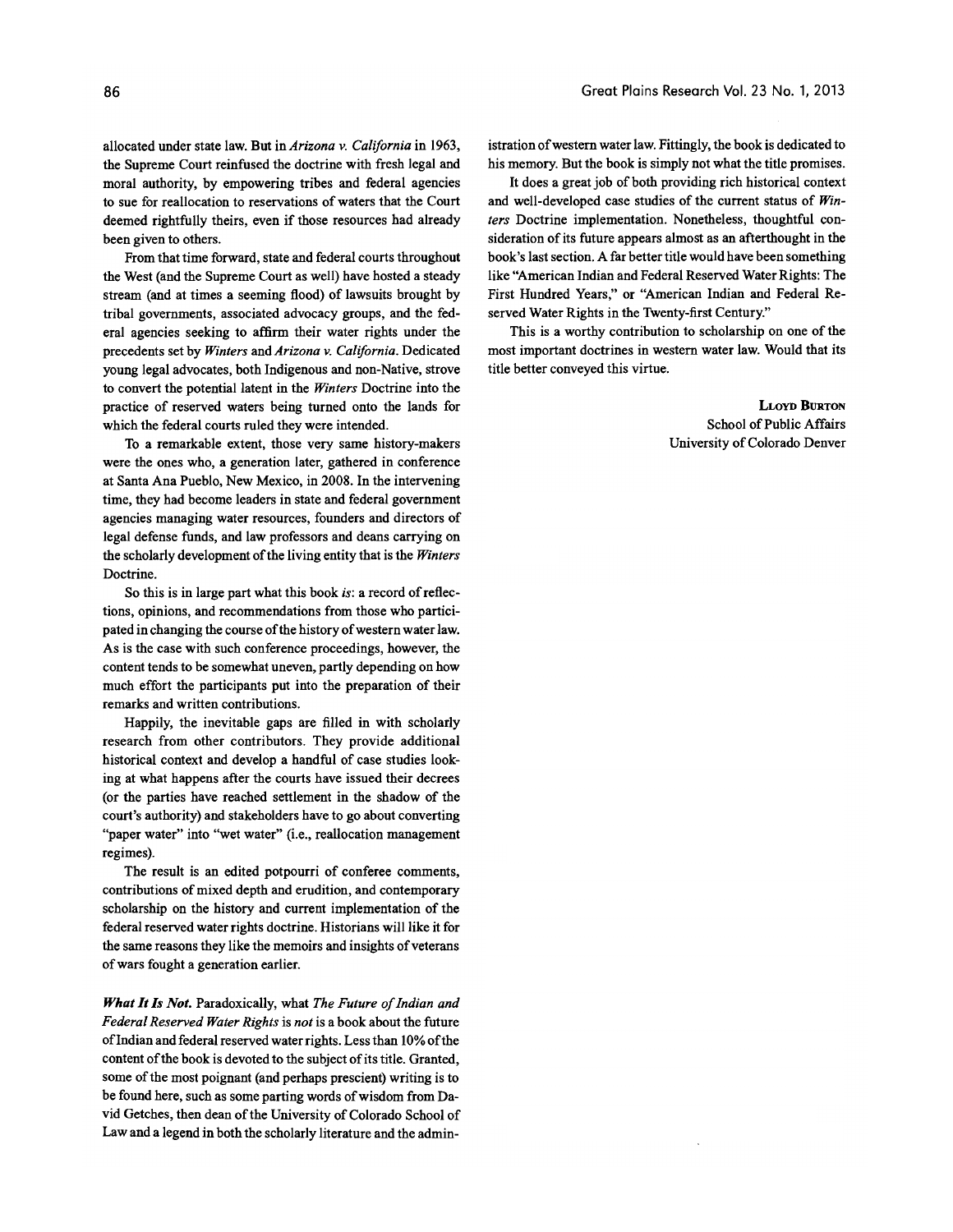allocated under state law. But in *Arizona v. California* in 1963, the Supreme Court reinfused the doctrine with fresh legal and moral authority, by empowering tribes and federal agencies to sue for reallocation to reservations of waters that the Court deemed rightfully theirs, even if those resources had already been given to others.

From that time forward, state and federal courts throughout the West (and the Supreme Court as well) have hosted a steady stream (and at times a seeming flood) of lawsuits brought by tribal governments, associated advocacy groups, and the federal agencies seeking to affirm their water rights under the precedents set by *Winters* and *Arizona v. California*. Dedicated young legal advocates, both Indigenous and non-Native, strove to convert the potential latent in the *Winters* Doctrine into the practice of reserved waters being turned onto the lands for which the federal courts ruled they were intended.

To a remarkable extent, those very same history-makers were the ones who, a generation later, gathered in conference at Santa Ana Pueblo, New Mexico, in 2008. In the intervening time, they had become leaders in state and federal government agencies managing water resources, founders and directors of legal defense funds, and law professors and deans carrying on the scholarly development of the living entity that is the *Winters* Doctrine.

So this is in large part what this book *is*: a record of reflections, opinions, and recommendations from those who participated in changing the course of the history of western water law. As is the case with such conference proceedings, however, the content tends to be somewhat uneven, partly depending on how much effort the participants put into the preparation of their remarks and written contributions.

Happily, the inevitable gaps are filled in with scholarly research from other contributors. They provide additional historical context and develop a handful of case studies looking at what happens after the courts have issued their decrees (or the parties have reached settlement in the shadow of the court's authority) and stakeholders have to go about converting "paper water" into "wet water" (i.e., reallocation management regimes).

The result is an edited potpourri of conferee comments, contributions of mixed depth and erudition, and contemporary scholarship on the history and current implementation of the federal reserved water rights doctrine. Historians will like it for the same reasons they like the memoirs and insights of veterans of wars fought a generation earlier.

***What It Is Not.*** Paradoxically, what *The Future of Indian and Federal Reserved Water Rights* is *not* is a book about the future of Indian and federal reserved water rights. Less than 10% of the content of the book is devoted to the subject of its title. Granted, some of the most poignant (and perhaps prescient) writing is to be found here, such as some parting words of wisdom from David Getches, then dean of the University of Colorado School of Law and a legend in both the scholarly literature and the administration of western water law. Fittingly, the book is dedicated to his memory. But the book is simply not what the title promises.

It does a great job of both providing rich historical context and well-developed case studies of the current status of *Winters* Doctrine implementation. Nonetheless, thoughtful consideration of its future appears almost as an afterthought in the book's last section. A far better title would have been something like "American Indian and Federal Reserved Water Rights: The First Hundred Years," or "American Indian and Federal Reserved Water Rights in the Twenty-first Century."

This is a worthy contribution to scholarship on one of the most important doctrines in western water law. Would that its title better conveyed this virtue.

**Lloyd Burton**
School of Public Affairs
University of Colorado Denver